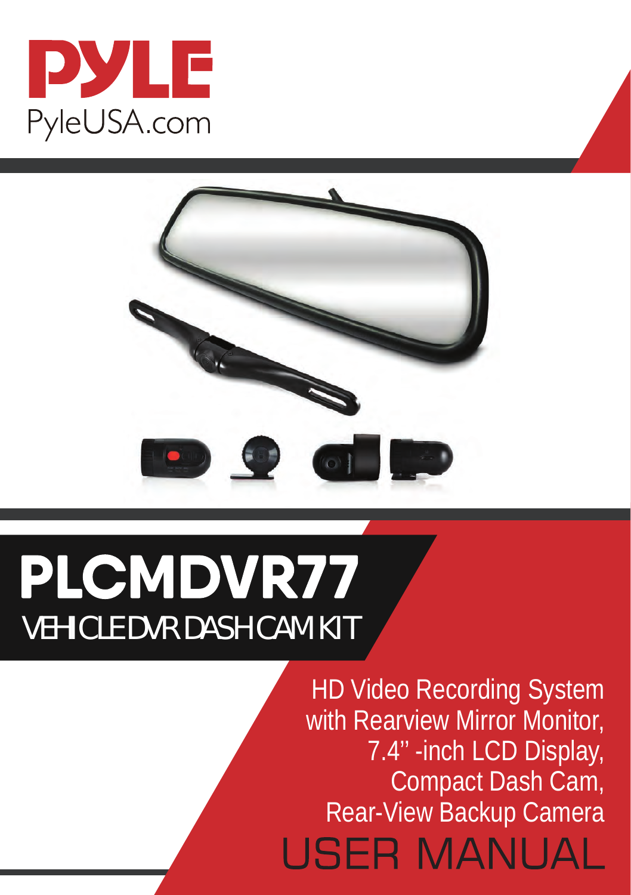# PYLE

PyleUSA.com

# PLCMDVR77

## VEHICLE DVR DASH CAM KIT

HD Video Recording System with Rearview Mirror Monitor, 7.4'' -inch LCD Display, Compact Dash Cam, Rear-View Backup Camera

# USER MANUAL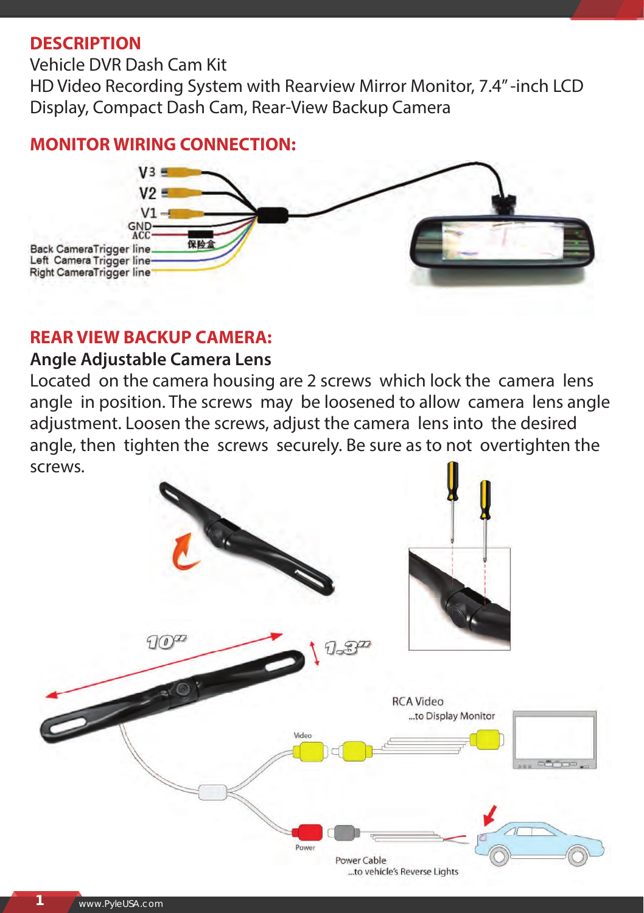## DESCRIPTION

Vehicle DVR Dash Cam Kit

HD Video Recording System with Rearview Mirror Monitor, 7.4”-inch LCD Display, Compact Dash Cam, Rear-View Backup Camera

## MONITOR WIRING CONNECTION:

V3

V2

V1

GND

ACC

保险盒

Back CameraTrigger line

Left Camera Trigger line

Right CameraTrigger line

## REAR VIEW BACKUP CAMERA:

### Angle Adjustable Camera Lens

Located on the camera housing are 2 screws which lock the camera lens angle in position. The screws may be loosened to allow camera lens angle adjustment. Loosen the screws, adjust the camera lens into the desired angle, then tighten the screws securely. Be sure as to not overtighten the screws.

10”

1.3”

RCA Video

...to Display Monitor

Video

Power

Power Cable

...to vehicle’s Reverse Lights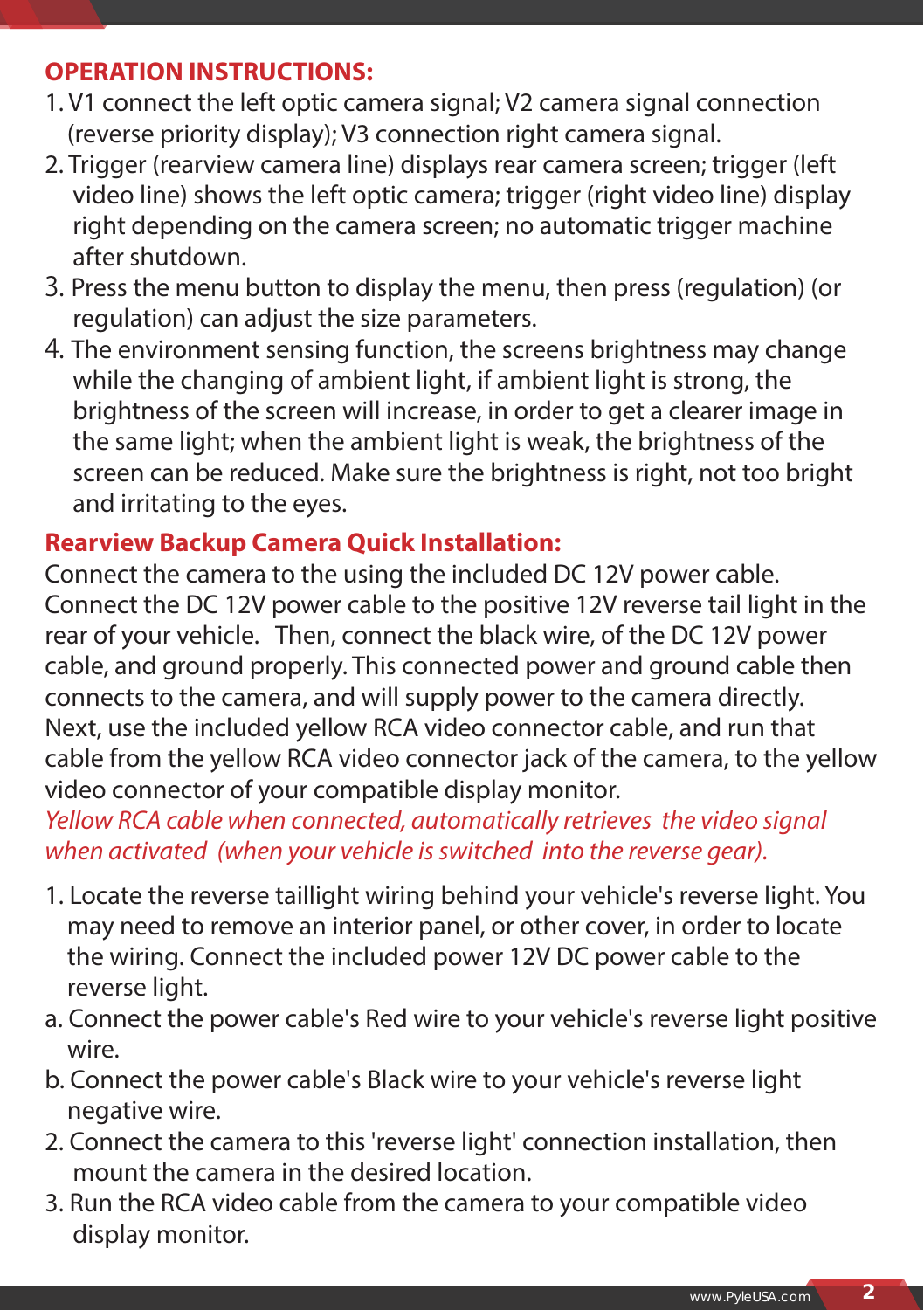## OPERATION INSTRUCTIONS:

1. V1 connect the left optic camera signal; V2 camera signal connection (reverse priority display); V3 connection right camera signal.
2. Trigger (rearview camera line) displays rear camera screen; trigger (left video line) shows the left optic camera; trigger (right video line) display right depending on the camera screen; no automatic trigger machine after shutdown.
3. Press the menu button to display the menu, then press (regulation) (or regulation) can adjust the size parameters.
4. The environment sensing function, the screens brightness may change while the changing of ambient light, if ambient light is strong, the brightness of the screen will increase, in order to get a clearer image in the same light; when the ambient light is weak, the brightness of the screen can be reduced. Make sure the brightness is right, not too bright and irritating to the eyes.

## Rearview Backup Camera Quick Installation:

Connect the camera to the using the included DC 12V power cable. Connect the DC 12V power cable to the positive 12V reverse tail light in the rear of your vehicle. Then, connect the black wire, of the DC 12V power cable, and ground properly. This connected power and ground cable then connects to the camera, and will supply power to the camera directly. Next, use the included yellow RCA video connector cable, and run that cable from the yellow RCA video connector jack of the camera, to the yellow video connector of your compatible display monitor.

*Yellow RCA cable when connected, automatically retrieves the video signal when activated (when your vehicle is switched into the reverse gear).*

1. Locate the reverse taillight wiring behind your vehicle's reverse light. You may need to remove an interior panel, or other cover, in order to locate the wiring. Connect the included power 12V DC power cable to the reverse light.

a. Connect the power cable's Red wire to your vehicle's reverse light positive wire.

b. Connect the power cable's Black wire to your vehicle's reverse light negative wire.

2. Connect the camera to this 'reverse light' connection installation, then mount the camera in the desired location.
3. Run the RCA video cable from the camera to your compatible video display monitor.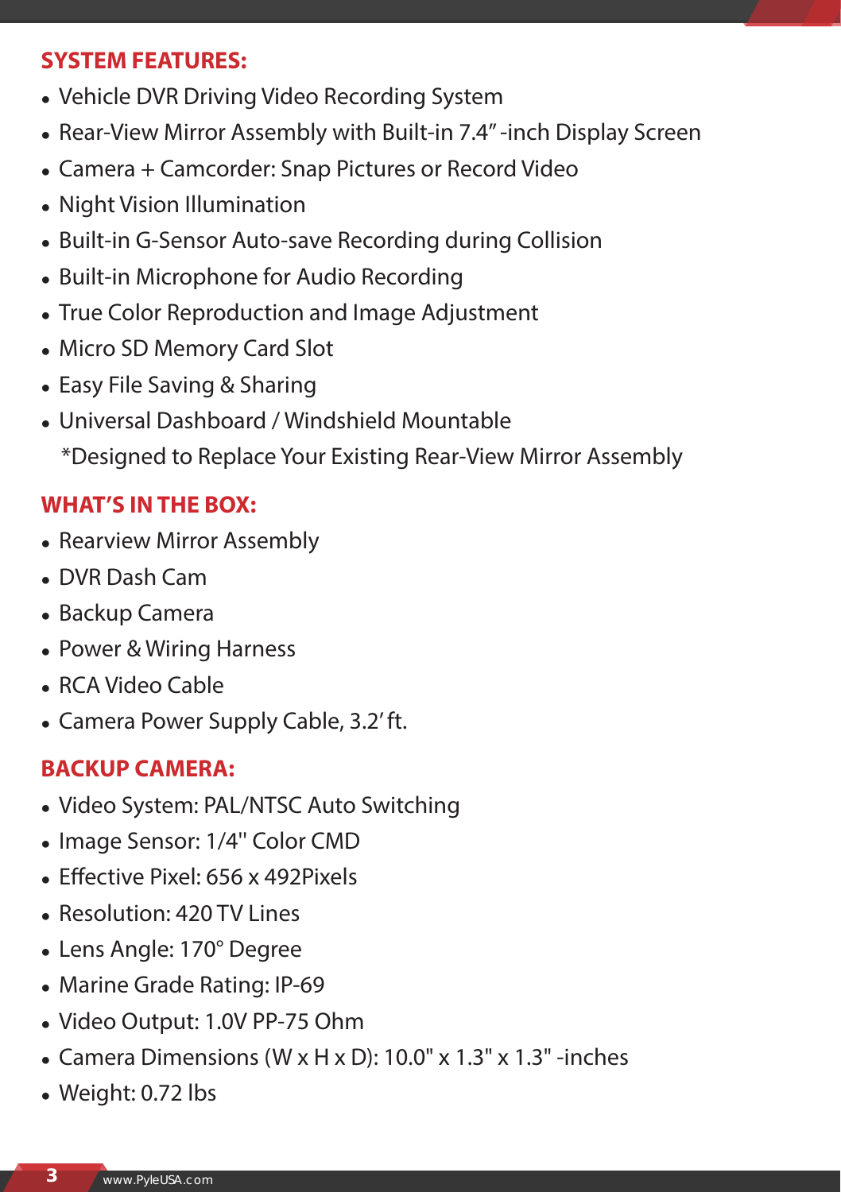## SYSTEM FEATURES:

- Vehicle DVR Driving Video Recording System
- Rear-View Mirror Assembly with Built-in 7.4” -inch Display Screen
- Camera + Camcorder: Snap Pictures or Record Video
- Night Vision Illumination
- Built-in G-Sensor Auto-save Recording during Collision
- Built-in Microphone for Audio Recording
- True Color Reproduction and Image Adjustment
- Micro SD Memory Card Slot
- Easy File Saving & Sharing
- Universal Dashboard / Windshield Mountable
  *Designed to Replace Your Existing Rear-View Mirror Assembly

## WHAT’S IN THE BOX:

- Rearview Mirror Assembly
- DVR Dash Cam
- Backup Camera
- Power & Wiring Harness
- RCA Video Cable
- Camera Power Supply Cable, 3.2’ ft.

## BACKUP CAMERA:

- Video System: PAL/NTSC Auto Switching
- Image Sensor: 1/4" Color CMD
- Effective Pixel: 656 x 492Pixels
- Resolution: 420 TV Lines
- Lens Angle: 170° Degree
- Marine Grade Rating: IP-69
- Video Output: 1.0V PP-75 Ohm
- Camera Dimensions (W x H x D): 10.0" x 1.3" x 1.3" -inches
- Weight: 0.72 lbs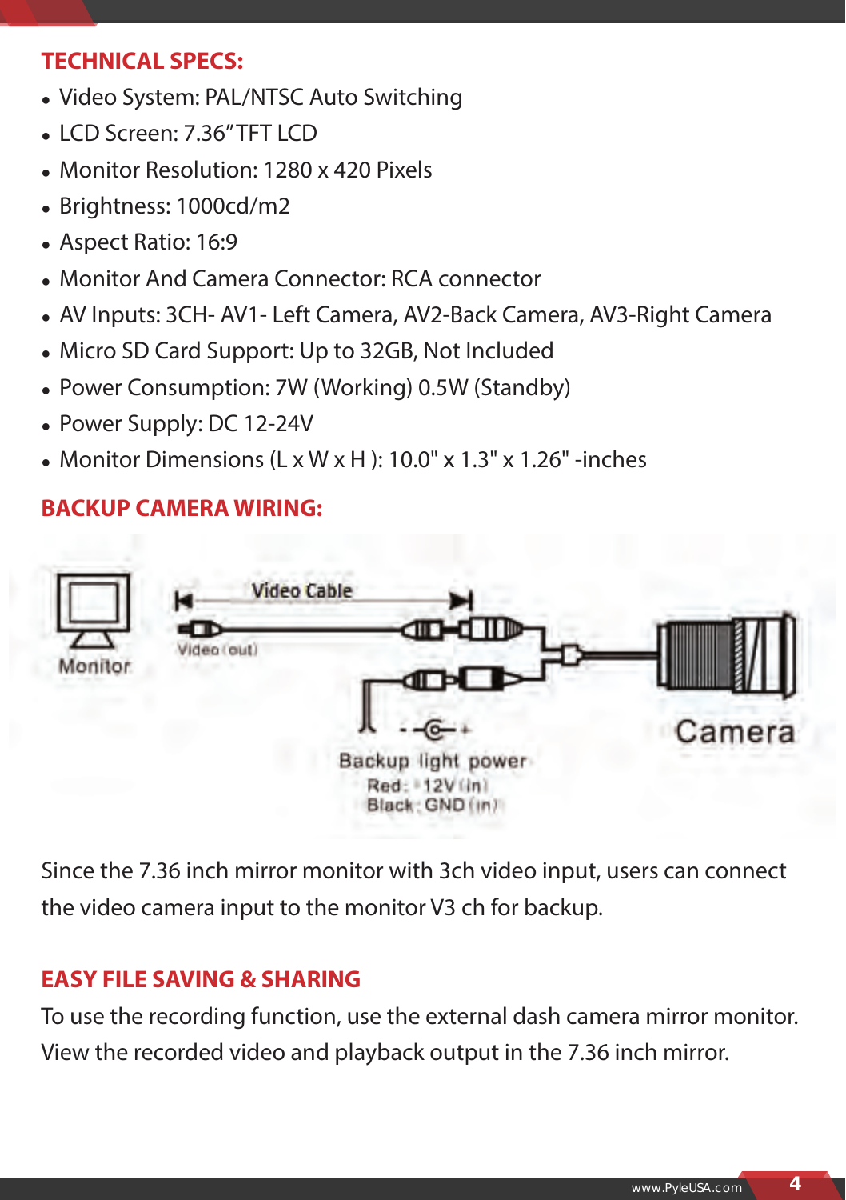## TECHNICAL SPECS:

- Video System: PAL/NTSC Auto Switching
- LCD Screen: 7.36" TFT LCD
- Monitor Resolution: 1280 x 420 Pixels
- Brightness: 1000cd/m2
- Aspect Ratio: 16:9
- Monitor And Camera Connector: RCA connector
- AV Inputs: 3CH- AV1- Left Camera, AV2-Back Camera, AV3-Right Camera
- Micro SD Card Support: Up to 32GB, Not Included
- Power Consumption: 7W (Working) 0.5W (Standby)
- Power Supply: DC 12-24V
- Monitor Dimensions (L x W x H ): 10.0" x 1.3" x 1.26" -inches

## BACKUP CAMERA WIRING:

Monitor

Video Cable

Video (out)

Camera

Backup light power

Red: 12V (in)

Black: GND (in)

Since the 7.36 inch mirror monitor with 3ch video input, users can connect the video camera input to the monitor V3 ch for backup.

## EASY FILE SAVING & SHARING

To use the recording function, use the external dash camera mirror monitor. View the recorded video and playback output in the 7.36 inch mirror.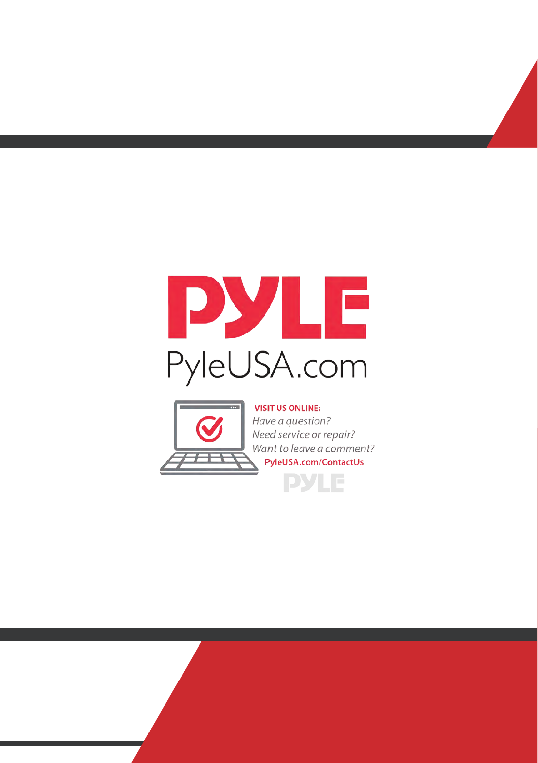PYLE

PyleUSA.com

**VISIT US ONLINE:**

*Have a question?*

*Need service or repair?*

*Want to leave a comment?*

**PyleUSA.com/ContactUs**

PYLE